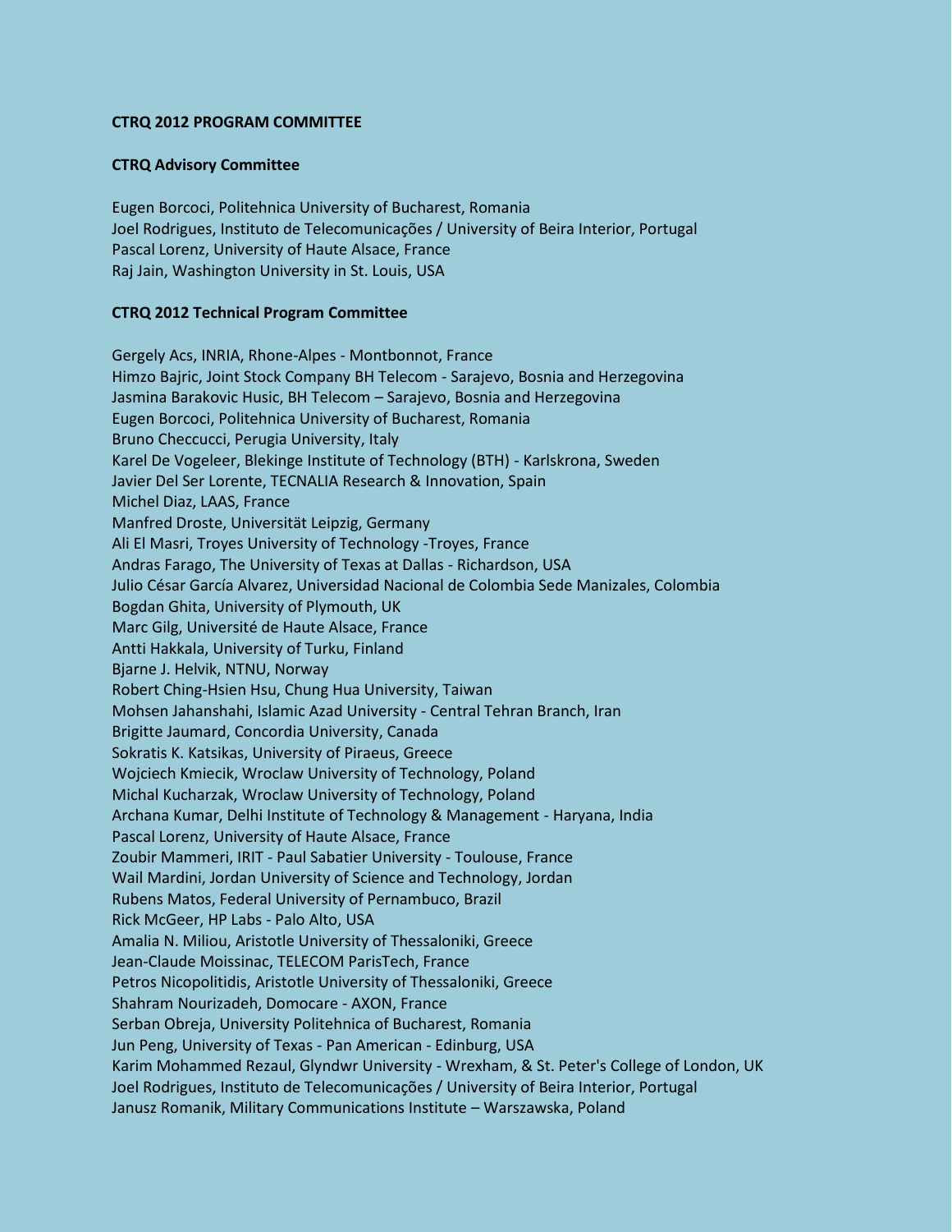**CTRQ 2012 PROGRAM COMMITTEE**

**CTRQ Advisory Committee**

Eugen Borcoci, Politehnica University of Bucharest, Romania
Joel Rodrigues, Instituto de Telecomunicações / University of Beira Interior, Portugal
Pascal Lorenz, University of Haute Alsace, France
Raj Jain, Washington University in St. Louis, USA

**CTRQ 2012 Technical Program Committee**

Gergely Acs, INRIA, Rhone-Alpes - Montbonnot, France
Himzo Bajric, Joint Stock Company BH Telecom - Sarajevo, Bosnia and Herzegovina
Jasmina Barakovic Husic, BH Telecom – Sarajevo, Bosnia and Herzegovina
Eugen Borcoci, Politehnica University of Bucharest, Romania
Bruno Checcucci, Perugia University, Italy
Karel De Vogeleer, Blekinge Institute of Technology (BTH) - Karlskrona, Sweden
Javier Del Ser Lorente, TECNALIA Research & Innovation, Spain
Michel Diaz, LAAS, France
Manfred Droste, Universität Leipzig, Germany
Ali El Masri, Troyes University of Technology -Troyes, France
Andras Farago, The University of Texas at Dallas - Richardson, USA
Julio César García Alvarez, Universidad Nacional de Colombia Sede Manizales, Colombia
Bogdan Ghita, University of Plymouth, UK
Marc Gilg, Université de Haute Alsace, France
Antti Hakkala, University of Turku, Finland
Bjarne J. Helvik, NTNU, Norway
Robert Ching-Hsien Hsu, Chung Hua University, Taiwan
Mohsen Jahanshahi, Islamic Azad University - Central Tehran Branch, Iran
Brigitte Jaumard, Concordia University, Canada
Sokratis K. Katsikas, University of Piraeus, Greece
Wojciech Kmiecik, Wroclaw University of Technology, Poland
Michal Kucharzak, Wroclaw University of Technology, Poland
Archana Kumar, Delhi Institute of Technology & Management - Haryana, India
Pascal Lorenz, University of Haute Alsace, France
Zoubir Mammeri, IRIT - Paul Sabatier University - Toulouse, France
Wail Mardini, Jordan University of Science and Technology, Jordan
Rubens Matos, Federal University of Pernambuco, Brazil
Rick McGeer, HP Labs - Palo Alto, USA
Amalia N. Miliou, Aristotle University of Thessaloniki, Greece
Jean-Claude Moissinac, TELECOM ParisTech, France
Petros Nicopolitidis, Aristotle University of Thessaloniki, Greece
Shahram Nourizadeh, Domocare - AXON, France
Serban Obreja, University Politehnica of Bucharest, Romania
Jun Peng, University of Texas - Pan American - Edinburg, USA
Karim Mohammed Rezaul, Glyndwr University - Wrexham, & St. Peter's College of London, UK
Joel Rodrigues, Instituto de Telecomunicações / University of Beira Interior, Portugal
Janusz Romanik, Military Communications Institute – Warszawska, Poland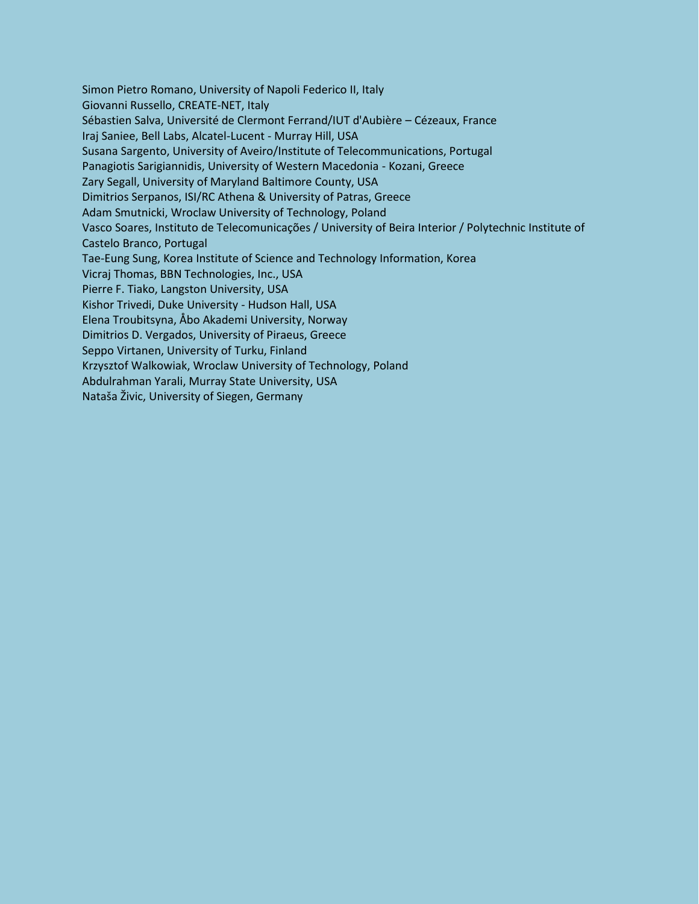Simon Pietro Romano, University of Napoli Federico II, Italy
Giovanni Russello, CREATE-NET, Italy
Sébastien Salva, Université de Clermont Ferrand/IUT d'Aubière – Cézeaux, France
Iraj Saniee, Bell Labs, Alcatel-Lucent - Murray Hill, USA
Susana Sargento, University of Aveiro/Institute of Telecommunications, Portugal
Panagiotis Sarigiannidis, University of Western Macedonia - Kozani, Greece
Zary Segall, University of Maryland Baltimore County, USA
Dimitrios Serpanos, ISI/RC Athena & University of Patras, Greece
Adam Smutnicki, Wroclaw University of Technology, Poland
Vasco Soares, Instituto de Telecomunicações / University of Beira Interior / Polytechnic Institute of Castelo Branco, Portugal
Tae-Eung Sung, Korea Institute of Science and Technology Information, Korea
Vicraj Thomas, BBN Technologies, Inc., USA
Pierre F. Tiako, Langston University, USA
Kishor Trivedi, Duke University - Hudson Hall, USA
Elena Troubitsyna, Åbo Akademi University, Norway
Dimitrios D. Vergados, University of Piraeus, Greece
Seppo Virtanen, University of Turku, Finland
Krzysztof Walkowiak, Wroclaw University of Technology, Poland
Abdulrahman Yarali, Murray State University, USA
Nataša Živic, University of Siegen, Germany